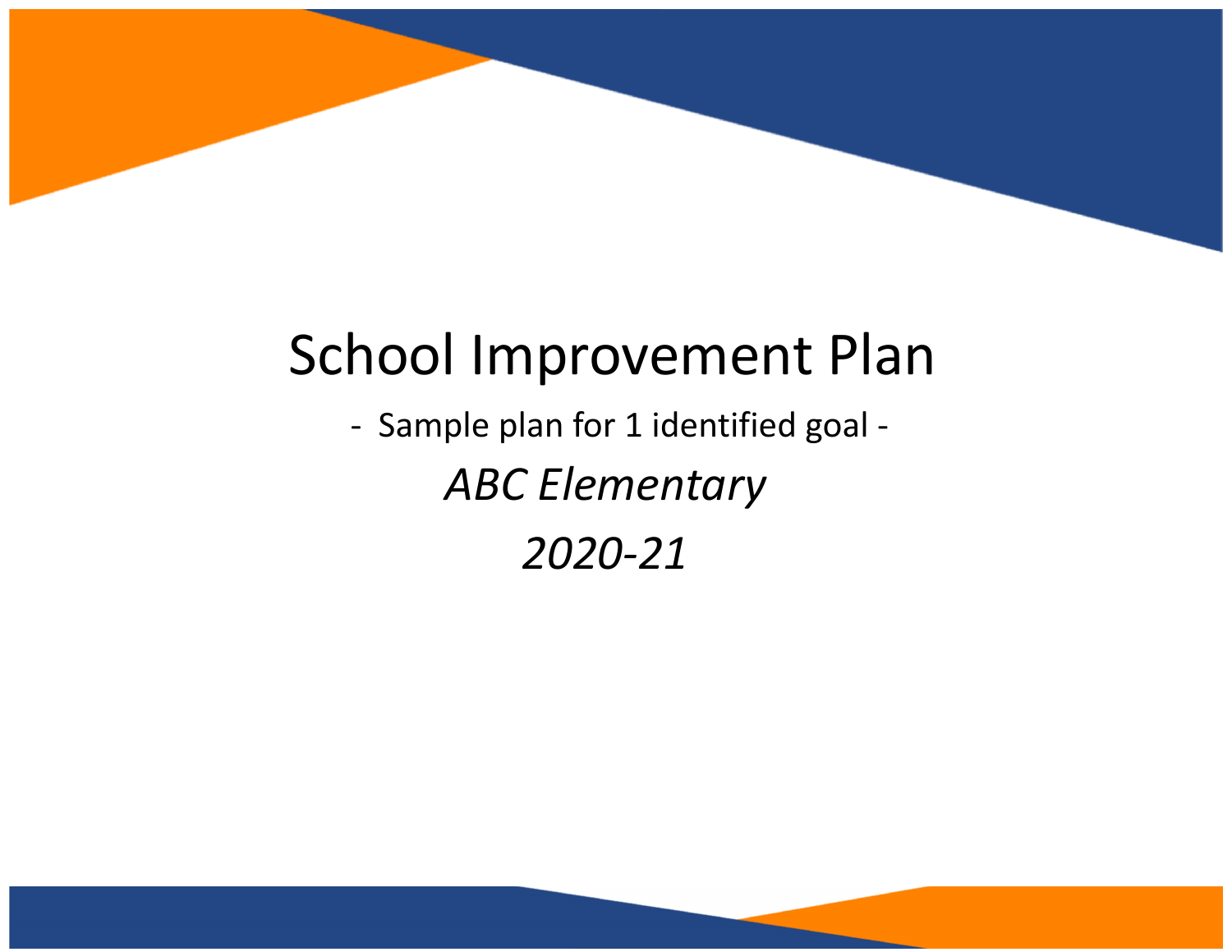# School Improvement Plan

- Sample plan for 1 identified goal -

*ABC Elementary*

*2020-21*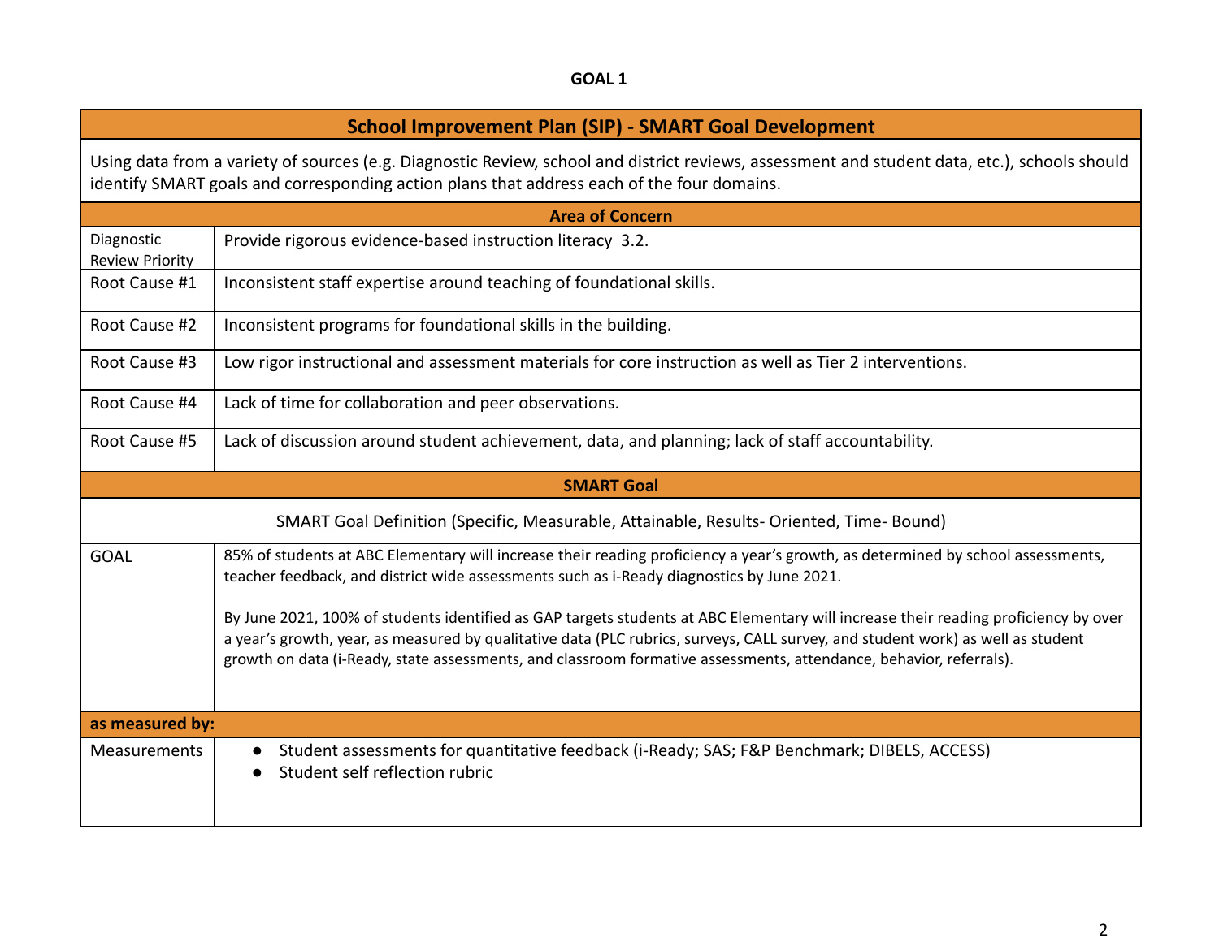## GOAL 1

| School Improvement Plan (SIP) - SMART Goal Development | |
|---|---|
| Using data from a variety of sources (e.g. Diagnostic Review, school and district reviews, assessment and student data, etc.), schools should identify SMART goals and corresponding action plans that address each of the four domains. | |
| **Area of Concern** | |
| Diagnostic Review Priority | Provide rigorous evidence-based instruction literacy 3.2. |
| Root Cause #1 | Inconsistent staff expertise around teaching of foundational skills. |
| Root Cause #2 | Inconsistent programs for foundational skills in the building. |
| Root Cause #3 | Low rigor instructional and assessment materials for core instruction as well as Tier 2 interventions. |
| Root Cause #4 | Lack of time for collaboration and peer observations. |
| Root Cause #5 | Lack of discussion around student achievement, data, and planning; lack of staff accountability. |
| **SMART Goal** | |
| SMART Goal Definition (Specific, Measurable, Attainable, Results- Oriented, Time- Bound) | |
| GOAL | 85% of students at ABC Elementary will increase their reading proficiency a year's growth, as determined by school assessments, teacher feedback, and district wide assessments such as i-Ready diagnostics by June 2021.<br><br>By June 2021, 100% of students identified as GAP targets students at ABC Elementary will increase their reading proficiency by over a year's growth, year, as measured by qualitative data (PLC rubrics, surveys, CALL survey, and student work) as well as student growth on data (i-Ready, state assessments, and classroom formative assessments, attendance, behavior, referrals). |
| **as measured by:** | |
| Measurements | • Student assessments for quantitative feedback (i-Ready; SAS; F&P Benchmark; DIBELS, ACCESS)<br>• Student self reflection rubric |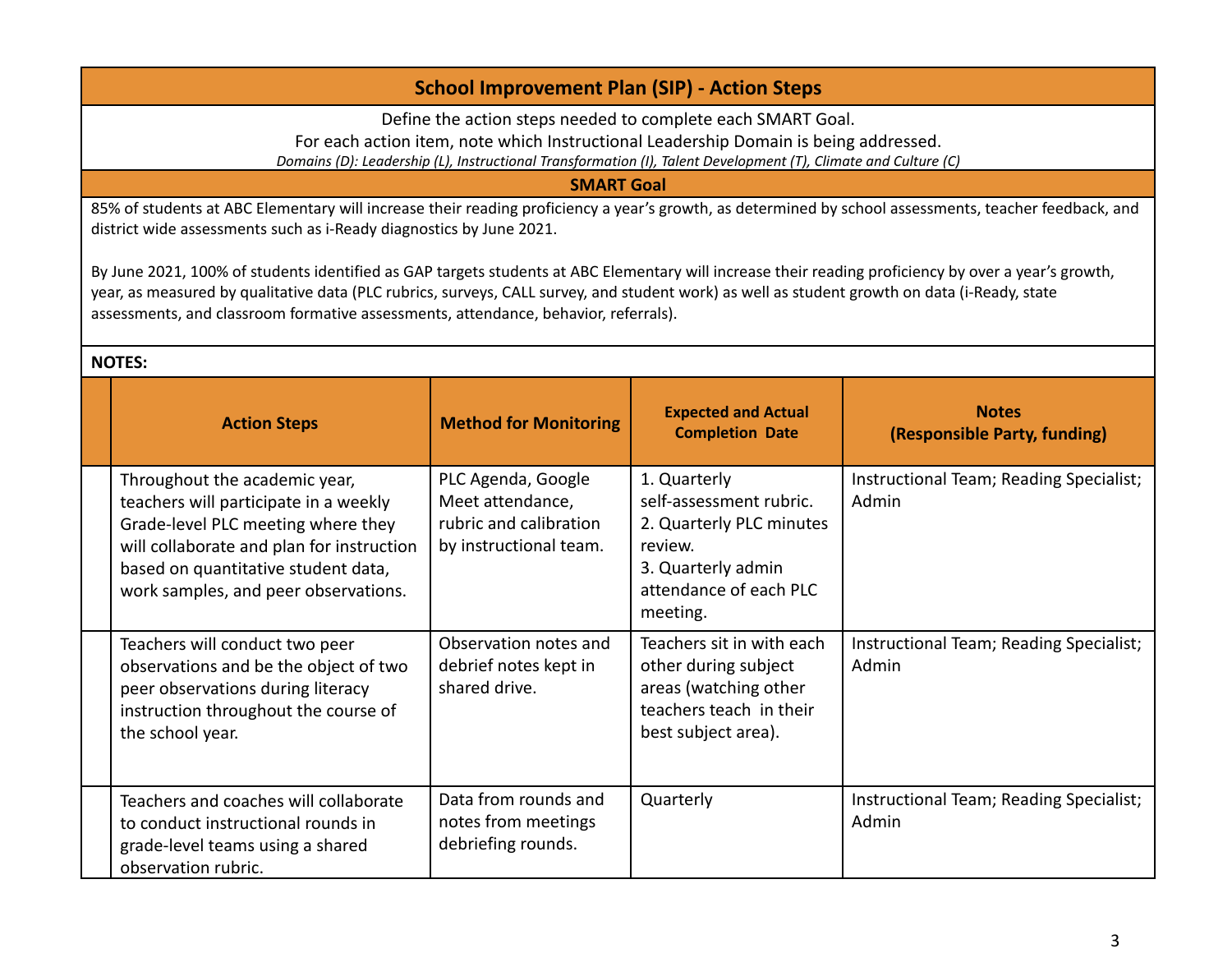## School Improvement Plan (SIP) - Action Steps

Define the action steps needed to complete each SMART Goal.
For each action item, note which Instructional Leadership Domain is being addressed.
*Domains (D): Leadership (L), Instructional Transformation (I), Talent Development (T), Climate and Culture (C)*

### SMART Goal

85% of students at ABC Elementary will increase their reading proficiency a year's growth, as determined by school assessments, teacher feedback, and district wide assessments such as i-Ready diagnostics by June 2021.

By June 2021, 100% of students identified as GAP targets students at ABC Elementary will increase their reading proficiency by over a year's growth, year, as measured by qualitative data (PLC rubrics, surveys, CALL survey, and student work) as well as student growth on data (i-Ready, state assessments, and classroom formative assessments, attendance, behavior, referrals).

**NOTES:**

| | Action Steps | Method for Monitoring | Expected and Actual Completion Date | Notes (Responsible Party, funding) |
|---|---|---|---|---|
| | Throughout the academic year, teachers will participate in a weekly Grade-level PLC meeting where they will collaborate and plan for instruction based on quantitative student data, work samples, and peer observations. | PLC Agenda, Google Meet attendance, rubric and calibration by instructional team. | 1. Quarterly self-assessment rubric.<br>2. Quarterly PLC minutes review.<br>3. Quarterly admin attendance of each PLC meeting. | Instructional Team; Reading Specialist; Admin |
| | Teachers will conduct two peer observations and be the object of two peer observations during literacy instruction throughout the course of the school year. | Observation notes and debrief notes kept in shared drive. | Teachers sit in with each other during subject areas (watching other teachers teach in their best subject area). | Instructional Team; Reading Specialist; Admin |
| | Teachers and coaches will collaborate to conduct instructional rounds in grade-level teams using a shared observation rubric. | Data from rounds and notes from meetings debriefing rounds. | Quarterly | Instructional Team; Reading Specialist; Admin |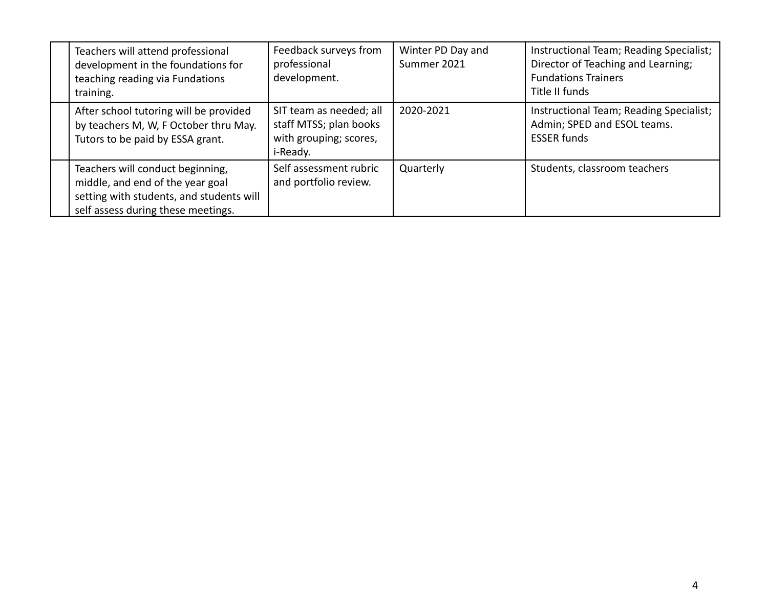| | | | | |
|---|---|---|---|---|
| | Teachers will attend professional development in the foundations for teaching reading via Fundations training. | Feedback surveys from professional development. | Winter PD Day and Summer 2021 | Instructional Team; Reading Specialist; Director of Teaching and Learning; Fundations Trainers<br>Title II funds |
| | After school tutoring will be provided by teachers M, W, F October thru May. Tutors to be paid by ESSA grant. | SIT team as needed; all staff MTSS; plan books with grouping; scores, i-Ready. | 2020-2021 | Instructional Team; Reading Specialist; Admin; SPED and ESOL teams.<br>ESSER funds |
| | Teachers will conduct beginning, middle, and end of the year goal setting with students, and students will self assess during these meetings. | Self assessment rubric and portfolio review. | Quarterly | Students, classroom teachers |